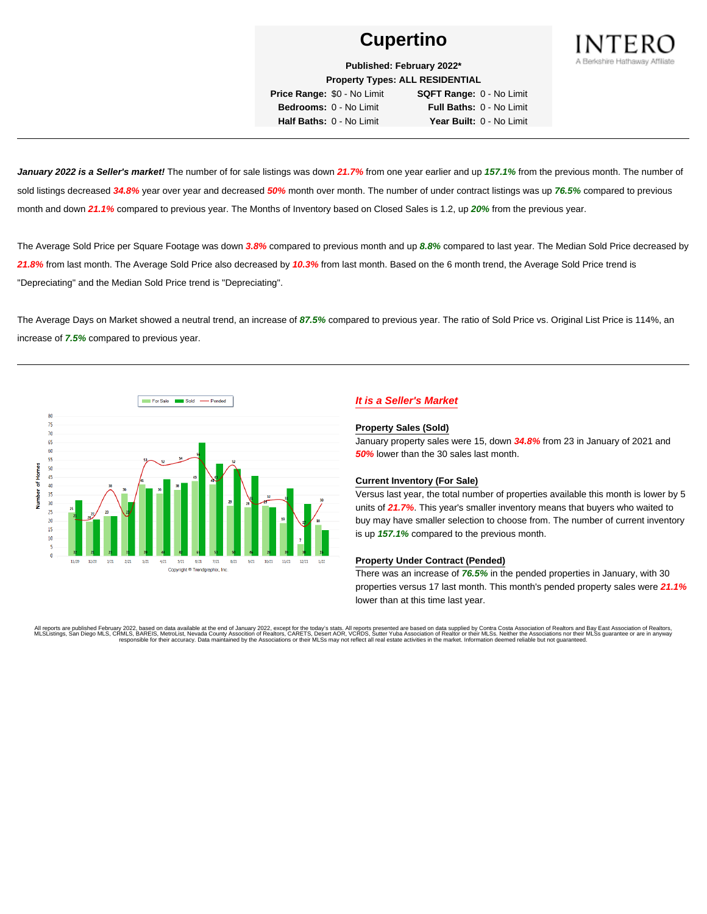# Cupertino

**Published: February 2022***

**Property Types: ALL RESIDENTIAL**

| | | | |
|---|---|---|---|
| **Price Range:** | $0 - No Limit | **SQFT Range:** | 0 - No Limit |
| **Bedrooms:** | 0 - No Limit | **Full Baths:** | 0 - No Limit |
| **Half Baths:** | 0 - No Limit | **Year Built:** | 0 - No Limit |

INTERO
A Berkshire Hathaway Affiliate

---

***January 2022 is a Seller's market!*** The number of for sale listings was down ***21.7%*** from one year earlier and up ***157.1%*** from the previous month. The number of sold listings decreased ***34.8%*** year over year and decreased ***50%*** month over month. The number of under contract listings was up ***76.5%*** compared to previous month and down ***21.1%*** compared to previous year. The Months of Inventory based on Closed Sales is 1.2, up ***20%*** from the previous year.

The Average Sold Price per Square Footage was down ***3.8%*** compared to previous month and up ***8.8%*** compared to last year. The Median Sold Price decreased by ***21.8%*** from last month. The Average Sold Price also decreased by ***10.3%*** from last month. Based on the 6 month trend, the Average Sold Price trend is "Depreciating" and the Median Sold Price trend is "Depreciating".

The Average Days on Market showed a neutral trend, an increase of ***87.5%*** compared to previous year. The ratio of Sold Price vs. Original List Price is 114%, an increase of ***7.5%*** compared to previous year.

---

## *It is a Seller's Market*

### Property Sales (Sold)

January property sales were 15, down ***34.8%*** from 23 in January of 2021 and ***50%*** lower than the 30 sales last month.

### Current Inventory (For Sale)

Versus last year, the total number of properties available this month is lower by 5 units of ***21.7%***. This year's smaller inventory means that buyers who waited to buy may have smaller selection to choose from. The number of current inventory is up ***157.1%*** compared to the previous month.

### Property Under Contract (Pended)

There was an increase of ***76.5%*** in the pended properties in January, with 30 properties versus 17 last month. This month's pended property sales were ***21.1%*** lower than at this time last year.

All reports are published February 2022, based on data available at the end of January 2022, except for the today's stats. All reports presented are based on data supplied by Contra Costa Association of Realtors and Bay East Association of Realtors, MLSListings, San Diego MLS, CRMLS, BAREIS, MetroList, Nevada County Association of Realtors, CARETS, Desert AOR, VCRDS, Sutter Yuba Association of Realtor or their MLSs. Neither the Associations nor their MLSs guarantee or are in anyway responsible for their accuracy. Data maintained by the Associations or their MLSs may not reflect all real estate activities in the market. Information deemed reliable but not guaranteed.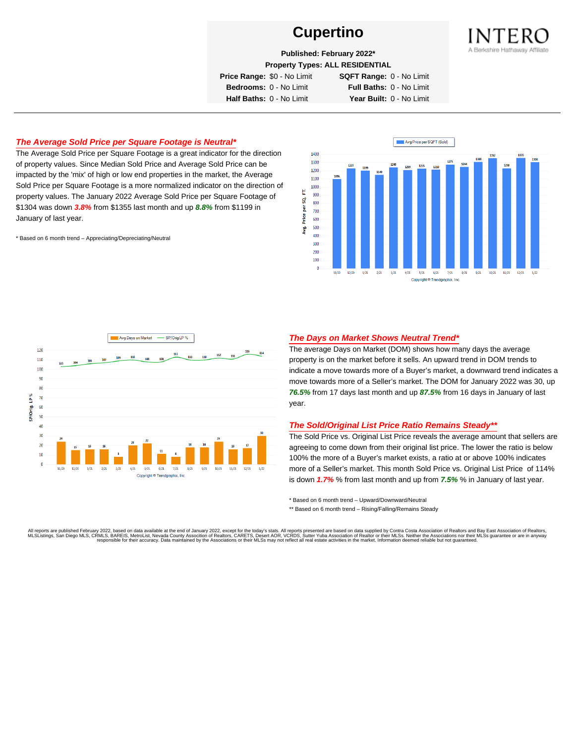# Cupertino

**Published: February 2022***

**Property Types: ALL RESIDENTIAL**

| | | | |
|---|---|---|---|
| **Price Range:** | $0 - No Limit | **SQFT Range:** | 0 - No Limit |
| **Bedrooms:** | 0 - No Limit | **Full Baths:** | 0 - No Limit |
| **Half Baths:** | 0 - No Limit | **Year Built:** | 0 - No Limit |

INTERO
A Berkshire Hathaway Affiliate

## *The Average Sold Price per Square Footage is Neutral**

The Average Sold Price per Square Footage is a great indicator for the direction of property values. Since Median Sold Price and Average Sold Price can be impacted by the 'mix' of high or low end properties in the market, the Average Sold Price per Square Footage is a more normalized indicator on the direction of property values. The January 2022 Average Sold Price per Square Footage of $1304 was down ***3.8%*** from $1355 last month and up ***8.8%*** from $1199 in January of last year.

\* Based on 6 month trend – Appreciating/Depreciating/Neutral

## *The Days on Market Shows Neutral Trend**

The average Days on Market (DOM) shows how many days the average property is on the market before it sells. An upward trend in DOM trends to indicate a move towards more of a Buyer's market, a downward trend indicates a move towards more of a Seller's market. The DOM for January 2022 was 30, up ***76.5%*** from 17 days last month and up ***87.5%*** from 16 days in January of last year.

## *The Sold/Original List Price Ratio Remains Steady***

The Sold Price vs. Original List Price reveals the average amount that sellers are agreeing to come down from their original list price. The lower the ratio is below 100% the more of a Buyer's market exists, a ratio at or above 100% indicates more of a Seller's market. This month Sold Price vs. Original List Price of 114% is down ***1.7%*** % from last month and up from ***7.5%*** % in January of last year.

\* Based on 6 month trend – Upward/Downward/Neutral

\** Based on 6 month trend – Rising/Falling/Remains Steady

All reports are published February 2022, based on data available at the end of January 2022, except for the today's stats. All reports presented are based on data supplied by Contra Costa Association of Realtors and Bay East Association of Realtors, MLSListings, San Diego MLS, CRMLS, BAREIS, MetroList, Nevada County Association of Realtors, CARETS, Desert AOR, VCRDS, Sutter Yuba Association of Realtor or their MLSs. Neither the Associations nor their MLSs guarantee or are in anyway responsible for their accuracy. Data maintained by the Associations or their MLSs may not reflect all real estate activities in the market. Information deemed reliable but not guaranteed.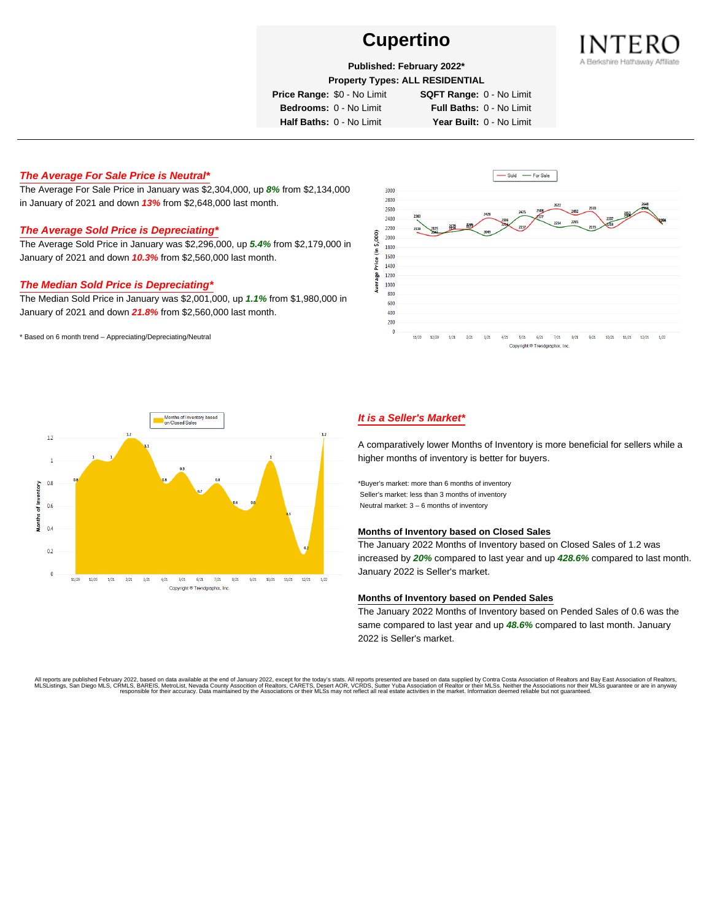# Cupertino

**Published: February 2022***

**Property Types: ALL RESIDENTIAL**

**Price Range:** $0 - No Limit **SQFT Range:** 0 - No Limit
**Bedrooms:** 0 - No Limit **Full Baths:** 0 - No Limit
**Half Baths:** 0 - No Limit **Year Built:** 0 - No Limit

INTERO
A Berkshire Hathaway Affiliate

---

## *The Average For Sale Price is Neutral**

The Average For Sale Price in January was $2,304,000, up ***8%*** from $2,134,000 in January of 2021 and down ***13%*** from $2,648,000 last month.

## *The Average Sold Price is Depreciating**

The Average Sold Price in January was $2,296,000, up ***5.4%*** from $2,179,000 in January of 2021 and down ***10.3%*** from $2,560,000 last month.

## *The Median Sold Price is Depreciating**

The Median Sold Price in January was $2,001,000, up ***1.1%*** from $1,980,000 in January of 2021 and down ***21.8%*** from $2,560,000 last month.

* Based on 6 month trend – Appreciating/Depreciating/Neutral

## *It is a Seller's Market**

A comparatively lower Months of Inventory is more beneficial for sellers while a higher months of inventory is better for buyers.

*Buyer's market: more than 6 months of inventory
Seller's market: less than 3 months of inventory
Neutral market: 3 – 6 months of inventory

### Months of Inventory based on Closed Sales

The January 2022 Months of Inventory based on Closed Sales of 1.2 was increased by ***20%*** compared to last year and up ***428.6%*** compared to last month. January 2022 is Seller's market.

### Months of Inventory based on Pended Sales

The January 2022 Months of Inventory based on Pended Sales of 0.6 was the same compared to last year and up ***48.6%*** compared to last month. January 2022 is Seller's market.

All reports are published February 2022, based on data available at the end of January 2022, except for the today's stats. All reports presented are based on data supplied by Contra Costa Association of Realtors and Bay East Association of Realtors, MLSListings, San Diego MLS, CRMLS, BAREIS, MetroList, Nevada County Association of Realtors, CARETS, Desert AOR, VCRDS, Sutter Yuba Association of Realtor or their MLSs. Neither the Associations nor their MLSs guarantee or are in anyway responsible for their accuracy. Data maintained by the Associations or their MLSs may not reflect all real estate activities in the market. Information deemed reliable but not guaranteed.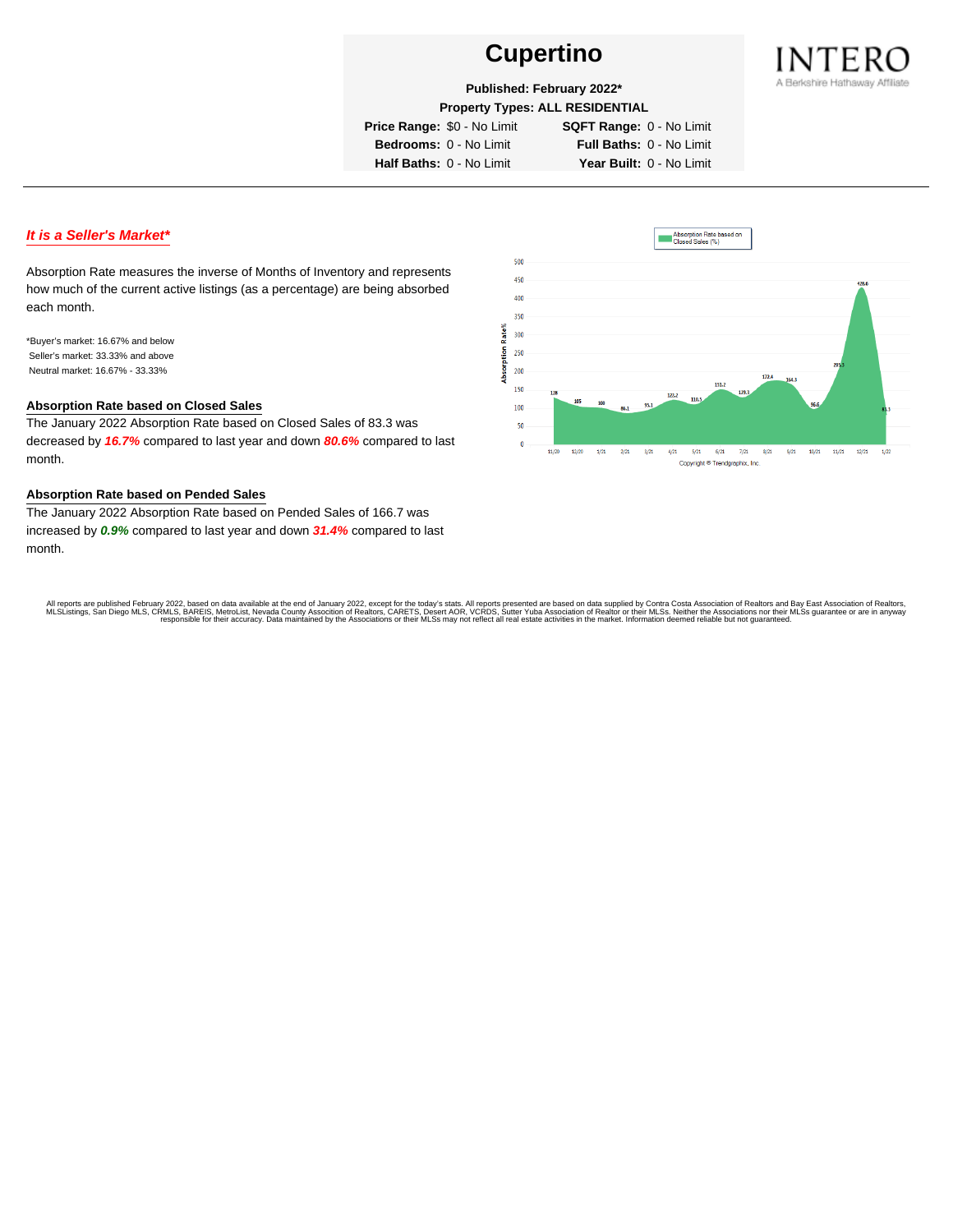# Cupertino

**Published: February 2022***

**Property Types: ALL RESIDENTIAL**

| | | | |
|---|---|---|---|
| **Price Range:** | $0 - No Limit | **SQFT Range:** | 0 - No Limit |
| **Bedrooms:** | 0 - No Limit | **Full Baths:** | 0 - No Limit |
| **Half Baths:** | 0 - No Limit | **Year Built:** | 0 - No Limit |

INTERO
A Berkshire Hathaway Affiliate

## *It is a Seller's Market**

Absorption Rate measures the inverse of Months of Inventory and represents how much of the current active listings (as a percentage) are being absorbed each month.

*Buyer's market: 16.67% and below
Seller's market: 33.33% and above
Neutral market: 16.67% - 33.33%

### Absorption Rate based on Closed Sales

The January 2022 Absorption Rate based on Closed Sales of 83.3 was decreased by ***16.7%*** compared to last year and down ***80.6%*** compared to last month.

### Absorption Rate based on Pended Sales

The January 2022 Absorption Rate based on Pended Sales of 166.7 was increased by ***0.9%*** compared to last year and down ***31.4%*** compared to last month.

Absorption Rate based on Closed Sales (%)

Absorption Rate%

500
450
400
350
300
250
200
150
100
50
0

128
105
100
86.1
95.1
122.2
110.5
151.2
129.3
172.4
164.3
95.6
295.3
428.6
83.3

11/20 12/20 1/21 2/21 3/21 4/21 5/21 6/21 7/21 8/21 9/21 10/21 11/21 12/21 1/22

Copyright © Trendgraphix, Inc.

All reports are published February 2022, based on data available at the end of January 2022, except for the today's stats. All reports presented are based on data supplied by Contra Costa Association of Realtors and Bay East Association of Realtors, MLSListings, San Diego MLS, CRMLS, BAREIS, MetroList, Nevada County Association of Realtors, CARETS, Desert AOR, VCRDS, Sutter Yuba Association of Realtor or their MLSs. Neither the Associations nor their MLSs guarantee or are in anyway responsible for their accuracy. Data maintained by the Associations or their MLSs may not reflect all real estate activities in the market. Information deemed reliable but not guaranteed.